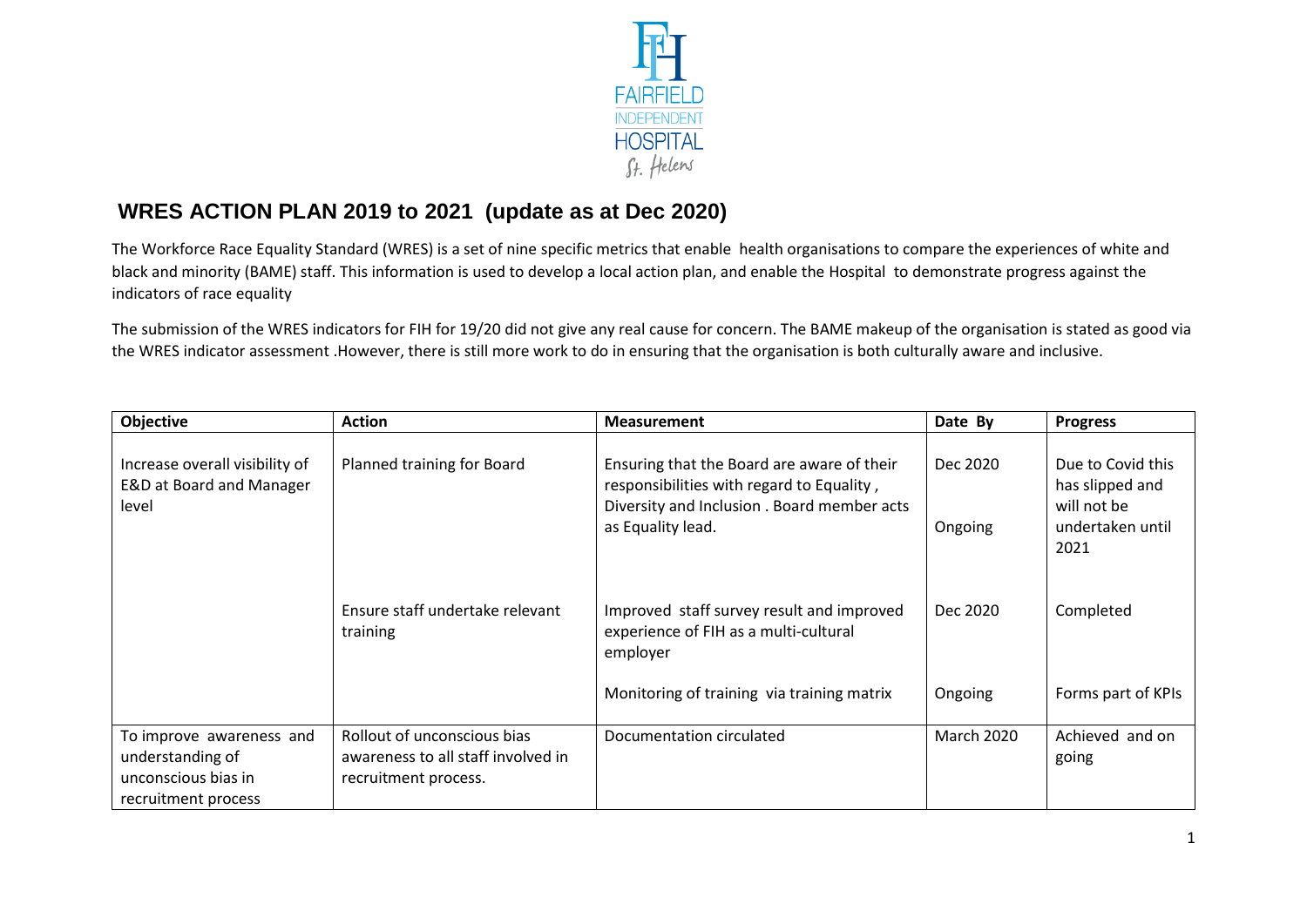FAIRFIELD INDEPENDENT HOSPITAL St. Helens

## WRES ACTION PLAN 2019 to 2021 (update as at Dec 2020)

The Workforce Race Equality Standard (WRES) is a set of nine specific metrics that enable health organisations to compare the experiences of white and black and minority (BAME) staff. This information is used to develop a local action plan, and enable the Hospital to demonstrate progress against the indicators of race equality

The submission of the WRES indicators for FIH for 19/20 did not give any real cause for concern. The BAME makeup of the organisation is stated as good via the WRES indicator assessment .However, there is still more work to do in ensuring that the organisation is both culturally aware and inclusive.

| Objective | Action | Measurement | Date By | Progress |
|---|---|---|---|---|
| Increase overall visibility of E&D at Board and Manager level | Planned training for Board | Ensuring that the Board are aware of their responsibilities with regard to Equality , Diversity and Inclusion . Board member acts as Equality lead. | Dec 2020<br><br>Ongoing | Due to Covid this has slipped and will not be undertaken until 2021 |
| | Ensure staff undertake relevant training | Improved staff survey result and improved experience of FIH as a multi-cultural employer | Dec 2020 | Completed |
| | | Monitoring of training via training matrix | Ongoing | Forms part of KPIs |
| To improve awareness and understanding of unconscious bias in recruitment process | Rollout of unconscious bias awareness to all staff involved in recruitment process. | Documentation circulated | March 2020 | Achieved and on going |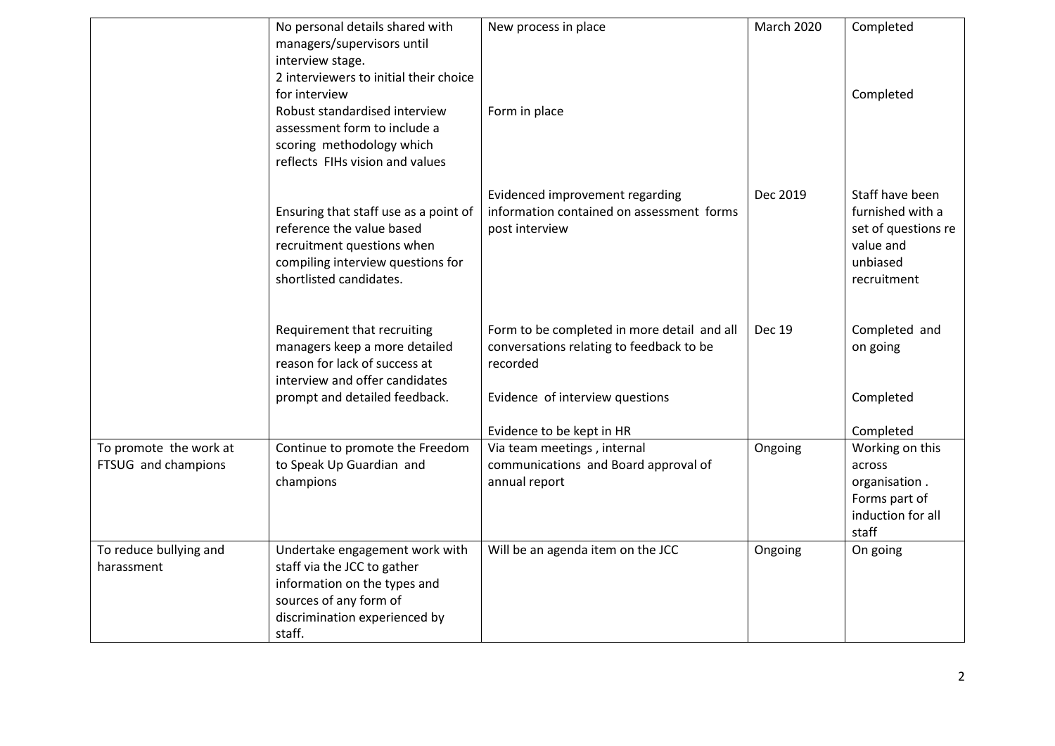| | | | | |
|---|---|---|---|---|
| | No personal details shared with managers/supervisors until interview stage.<br>2 interviewers to initial their choice for interview<br>Robust standardised interview assessment form to include a scoring methodology which reflects FIHs vision and values | New process in place<br><br>Form in place | March 2020 | Completed<br><br>Completed |
| | Ensuring that staff use as a point of reference the value based recruitment questions when compiling interview questions for shortlisted candidates. | Evidenced improvement regarding information contained on assessment forms post interview | Dec 2019 | Staff have been furnished with a set of questions re value and unbiased recruitment |
| | Requirement that recruiting managers keep a more detailed reason for lack of success at interview and offer candidates prompt and detailed feedback. | Form to be completed in more detail and all conversations relating to feedback to be recorded<br><br>Evidence of interview questions<br><br>Evidence to be kept in HR | Dec 19 | Completed and on going<br><br>Completed<br><br>Completed |
| To promote the work at FTSUG and champions | Continue to promote the Freedom to Speak Up Guardian and champions | Via team meetings , internal communications and Board approval of annual report | Ongoing | Working on this across organisation . Forms part of induction for all staff |
| To reduce bullying and harassment | Undertake engagement work with staff via the JCC to gather information on the types and sources of any form of discrimination experienced by staff. | Will be an agenda item on the JCC | Ongoing | On going |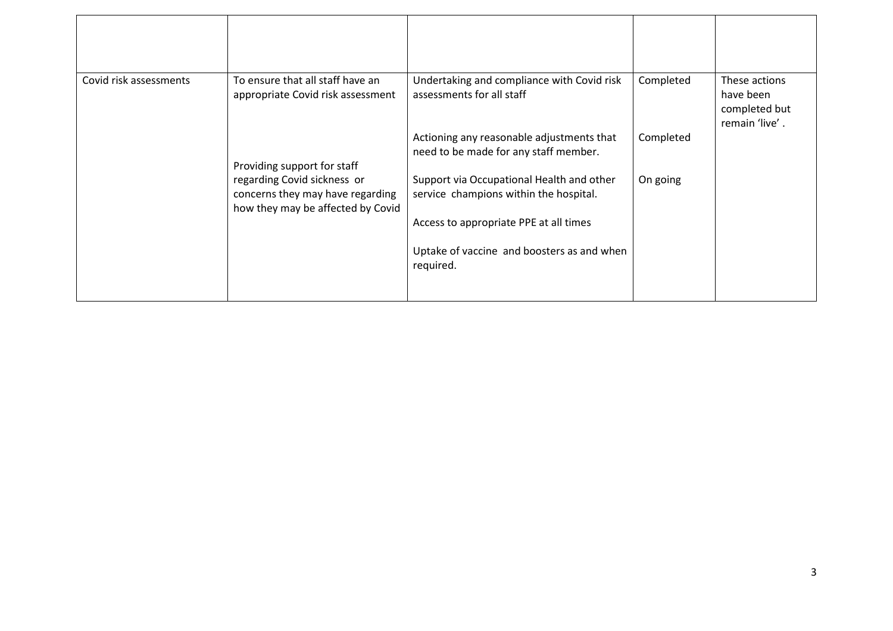| | | | | |
|---|---|---|---|---|
| Covid risk assessments | To ensure that all staff have an appropriate Covid risk assessment | Undertaking and compliance with Covid risk assessments for all staff | Completed | These actions have been completed but remain 'live' . |
| | | Actioning any reasonable adjustments that need to be made for any staff member. | Completed | |
| | Providing support for staff regarding Covid sickness or concerns they may have regarding how they may be affected by Covid | Support via Occupational Health and other service champions within the hospital. | On going | |
| | | Access to appropriate PPE at all times | | |
| | | Uptake of vaccine and boosters as and when required. | | |